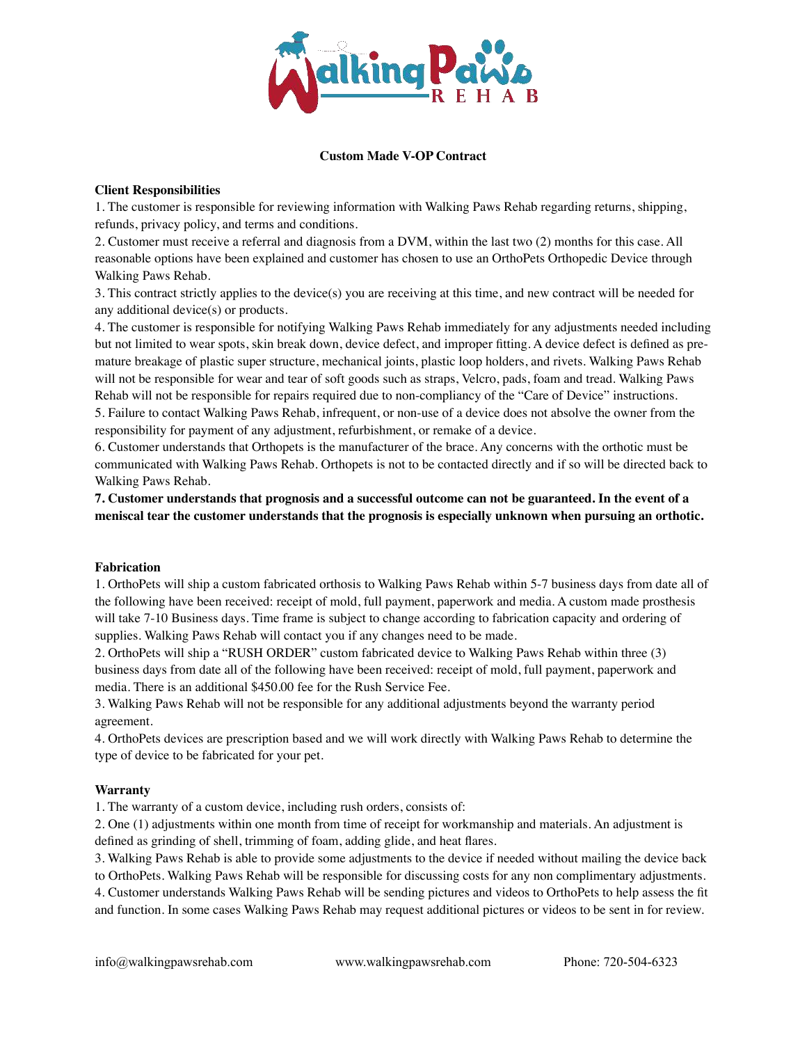# Custom Made V-OP Contract

## Client Responsibilities

1. The customer is responsible for reviewing information with Walking Paws Rehab regarding returns, shipping, refunds, privacy policy, and terms and conditions.
2. Customer must receive a referral and diagnosis from a DVM, within the last two (2) months for this case. All reasonable options have been explained and customer has chosen to use an OrthoPets Orthopedic Device through Walking Paws Rehab.
3. This contract strictly applies to the device(s) you are receiving at this time, and new contract will be needed for any additional device(s) or products.
4. The customer is responsible for notifying Walking Paws Rehab immediately for any adjustments needed including but not limited to wear spots, skin break down, device defect, and improper fitting. A device defect is defined as premature breakage of plastic super structure, mechanical joints, plastic loop holders, and rivets. Walking Paws Rehab will not be responsible for wear and tear of soft goods such as straps, Velcro, pads, foam and tread. Walking Paws Rehab will not be responsible for repairs required due to non-compliancy of the "Care of Device" instructions.
5. Failure to contact Walking Paws Rehab, infrequent, or non-use of a device does not absolve the owner from the responsibility for payment of any adjustment, refurbishment, or remake of a device.
6. Customer understands that Orthopets is the manufacturer of the brace. Any concerns with the orthotic must be communicated with Walking Paws Rehab. Orthopets is not to be contacted directly and if so will be directed back to Walking Paws Rehab.
7. **Customer understands that prognosis and a successful outcome can not be guaranteed. In the event of a meniscal tear the customer understands that the prognosis is especially unknown when pursuing an orthotic.**

## Fabrication

1. OrthoPets will ship a custom fabricated orthosis to Walking Paws Rehab within 5-7 business days from date all of the following have been received: receipt of mold, full payment, paperwork and media. A custom made prosthesis will take 7-10 Business days. Time frame is subject to change according to fabrication capacity and ordering of supplies. Walking Paws Rehab will contact you if any changes need to be made.
2. OrthoPets will ship a "RUSH ORDER" custom fabricated device to Walking Paws Rehab within three (3) business days from date all of the following have been received: receipt of mold, full payment, paperwork and media. There is an additional $450.00 fee for the Rush Service Fee.
3. Walking Paws Rehab will not be responsible for any additional adjustments beyond the warranty period agreement.
4. OrthoPets devices are prescription based and we will work directly with Walking Paws Rehab to determine the type of device to be fabricated for your pet.

## Warranty

1. The warranty of a custom device, including rush orders, consists of:
2. One (1) adjustments within one month from time of receipt for workmanship and materials. An adjustment is defined as grinding of shell, trimming of foam, adding glide, and heat flares.
3. Walking Paws Rehab is able to provide some adjustments to the device if needed without mailing the device back to OrthoPets. Walking Paws Rehab will be responsible for discussing costs for any non complimentary adjustments.
4. Customer understands Walking Paws Rehab will be sending pictures and videos to OrthoPets to help assess the fit and function. In some cases Walking Paws Rehab may request additional pictures or videos to be sent in for review.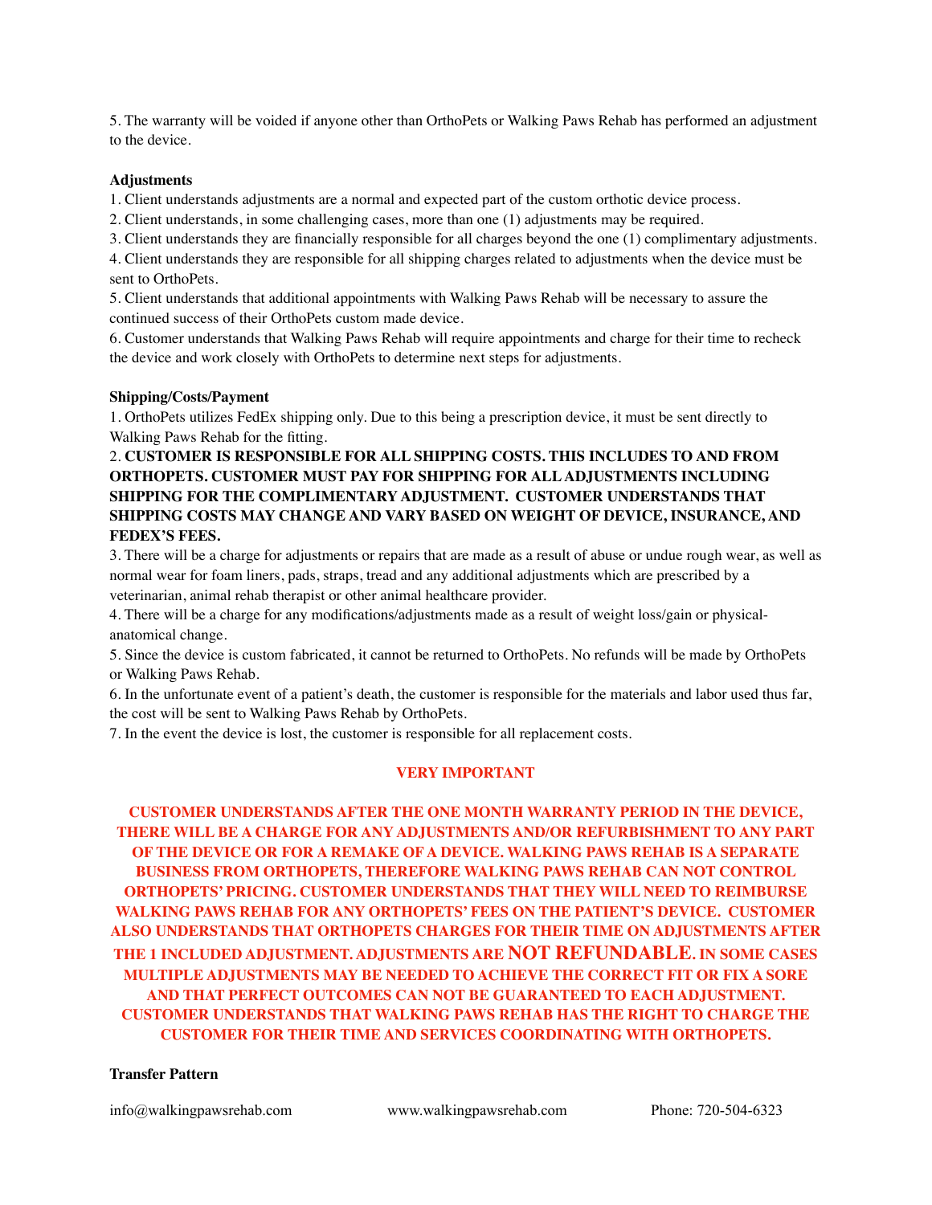5. The warranty will be voided if anyone other than OrthoPets or Walking Paws Rehab has performed an adjustment to the device.

**Adjustments**

1. Client understands adjustments are a normal and expected part of the custom orthotic device process.
2. Client understands, in some challenging cases, more than one (1) adjustments may be required.
3. Client understands they are financially responsible for all charges beyond the one (1) complimentary adjustments.
4. Client understands they are responsible for all shipping charges related to adjustments when the device must be sent to OrthoPets.
5. Client understands that additional appointments with Walking Paws Rehab will be necessary to assure the continued success of their OrthoPets custom made device.
6. Customer understands that Walking Paws Rehab will require appointments and charge for their time to recheck the device and work closely with OrthoPets to determine next steps for adjustments.

**Shipping/Costs/Payment**

1. OrthoPets utilizes FedEx shipping only. Due to this being a prescription device, it must be sent directly to Walking Paws Rehab for the fitting.
2. **CUSTOMER IS RESPONSIBLE FOR ALL SHIPPING COSTS. THIS INCLUDES TO AND FROM ORTHOPETS. CUSTOMER MUST PAY FOR SHIPPING FOR ALL ADJUSTMENTS INCLUDING SHIPPING FOR THE COMPLIMENTARY ADJUSTMENT. CUSTOMER UNDERSTANDS THAT SHIPPING COSTS MAY CHANGE AND VARY BASED ON WEIGHT OF DEVICE, INSURANCE, AND FEDEX'S FEES.**
3. There will be a charge for adjustments or repairs that are made as a result of abuse or undue rough wear, as well as normal wear for foam liners, pads, straps, tread and any additional adjustments which are prescribed by a veterinarian, animal rehab therapist or other animal healthcare provider.
4. There will be a charge for any modifications/adjustments made as a result of weight loss/gain or physical-anatomical change.
5. Since the device is custom fabricated, it cannot be returned to OrthoPets. No refunds will be made by OrthoPets or Walking Paws Rehab.
6. In the unfortunate event of a patient's death, the customer is responsible for the materials and labor used thus far, the cost will be sent to Walking Paws Rehab by OrthoPets.
7. In the event the device is lost, the customer is responsible for all replacement costs.

**VERY IMPORTANT**

**CUSTOMER UNDERSTANDS AFTER THE ONE MONTH WARRANTY PERIOD IN THE DEVICE, THERE WILL BE A CHARGE FOR ANY ADJUSTMENTS AND/OR REFURBISHMENT TO ANY PART OF THE DEVICE OR FOR A REMAKE OF A DEVICE. WALKING PAWS REHAB IS A SEPARATE BUSINESS FROM ORTHOPETS, THEREFORE WALKING PAWS REHAB CAN NOT CONTROL ORTHOPETS' PRICING. CUSTOMER UNDERSTANDS THAT THEY WILL NEED TO REIMBURSE WALKING PAWS REHAB FOR ANY ORTHOPETS' FEES ON THE PATIENT'S DEVICE. CUSTOMER ALSO UNDERSTANDS THAT ORTHOPETS CHARGES FOR THEIR TIME ON ADJUSTMENTS AFTER THE 1 INCLUDED ADJUSTMENT. ADJUSTMENTS ARE NOT REFUNDABLE. IN SOME CASES MULTIPLE ADJUSTMENTS MAY BE NEEDED TO ACHIEVE THE CORRECT FIT OR FIX A SORE AND THAT PERFECT OUTCOMES CAN NOT BE GUARANTEED TO EACH ADJUSTMENT. CUSTOMER UNDERSTANDS THAT WALKING PAWS REHAB HAS THE RIGHT TO CHARGE THE CUSTOMER FOR THEIR TIME AND SERVICES COORDINATING WITH ORTHOPETS.**

**Transfer Pattern**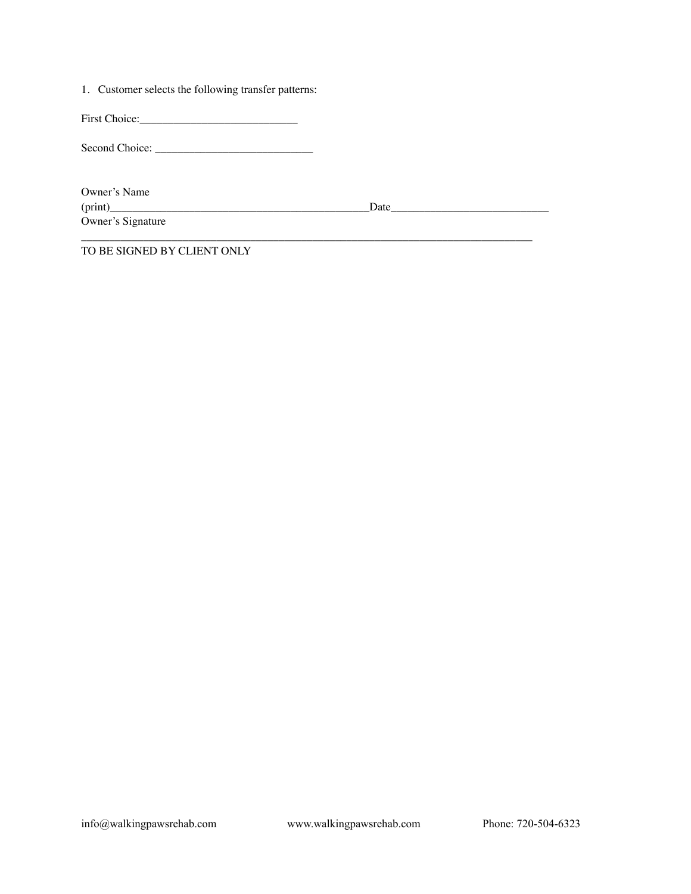1. Customer selects the following transfer patterns:

First Choice:____________________________

Second Choice: ____________________________

Owner's Name
(print)_______________________________________________Date____________________________
Owner's Signature
_________________________________________________________________________________
TO BE SIGNED BY CLIENT ONLY